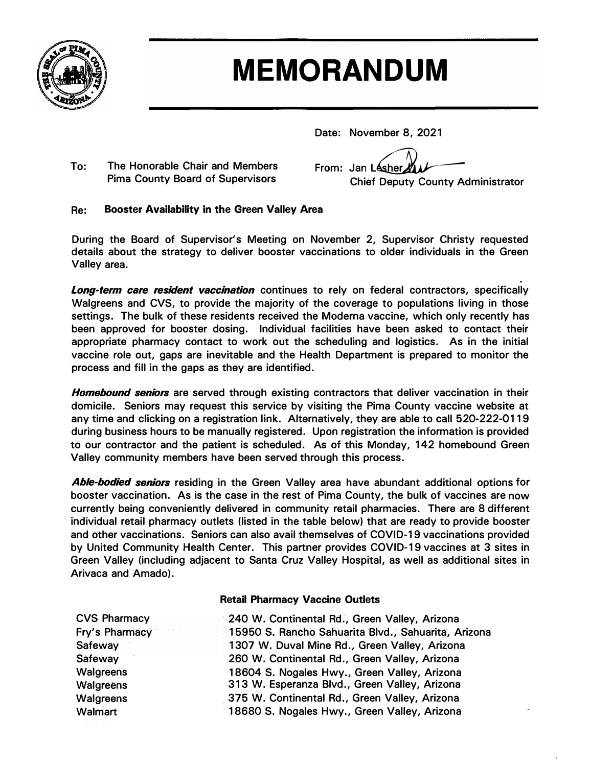# MEMORANDUM

Date: November 8, 2021

To: The Honorable Chair and Members
Pima County Board of Supervisors

From: Jan Lesher
Chief Deputy County Administrator

Re: **Booster Availability in the Green Valley Area**

During the Board of Supervisor's Meeting on November 2, Supervisor Christy requested details about the strategy to deliver booster vaccinations to older individuals in the Green Valley area.

***Long-term care resident vaccination*** continues to rely on federal contractors, specifically Walgreens and CVS, to provide the majority of the coverage to populations living in those settings. The bulk of these residents received the Moderna vaccine, which only recently has been approved for booster dosing. Individual facilities have been asked to contact their appropriate pharmacy contact to work out the scheduling and logistics. As in the initial vaccine role out, gaps are inevitable and the Health Department is prepared to monitor the process and fill in the gaps as they are identified.

***Homebound seniors*** are served through existing contractors that deliver vaccination in their domicile. Seniors may request this service by visiting the Pima County vaccine website at any time and clicking on a registration link. Alternatively, they are able to call 520-222-0119 during business hours to be manually registered. Upon registration the information is provided to our contractor and the patient is scheduled. As of this Monday, 142 homebound Green Valley community members have been served through this process.

***Able-bodied seniors*** residing in the Green Valley area have abundant additional options for booster vaccination. As is the case in the rest of Pima County, the bulk of vaccines are now currently being conveniently delivered in community retail pharmacies. There are 8 different individual retail pharmacy outlets (listed in the table below) that are ready to provide booster and other vaccinations. Seniors can also avail themselves of COVID-19 vaccinations provided by United Community Health Center. This partner provides COVID-19 vaccines at 3 sites in Green Valley (including adjacent to Santa Cruz Valley Hospital, as well as additional sites in Arivaca and Amado).

**Retail Pharmacy Vaccine Outlets**

| | |
|---|---|
| CVS Pharmacy | 240 W. Continental Rd., Green Valley, Arizona |
| Fry's Pharmacy | 15950 S. Rancho Sahuarita Blvd., Sahuarita, Arizona |
| Safeway | 1307 W. Duval Mine Rd., Green Valley, Arizona |
| Safeway | 260 W. Continental Rd., Green Valley, Arizona |
| Walgreens | 18604 S. Nogales Hwy., Green Valley, Arizona |
| Walgreens | 313 W. Esperanza Blvd., Green Valley, Arizona |
| Walgreens | 375 W. Continental Rd., Green Valley, Arizona |
| Walmart | 18680 S. Nogales Hwy., Green Valley, Arizona |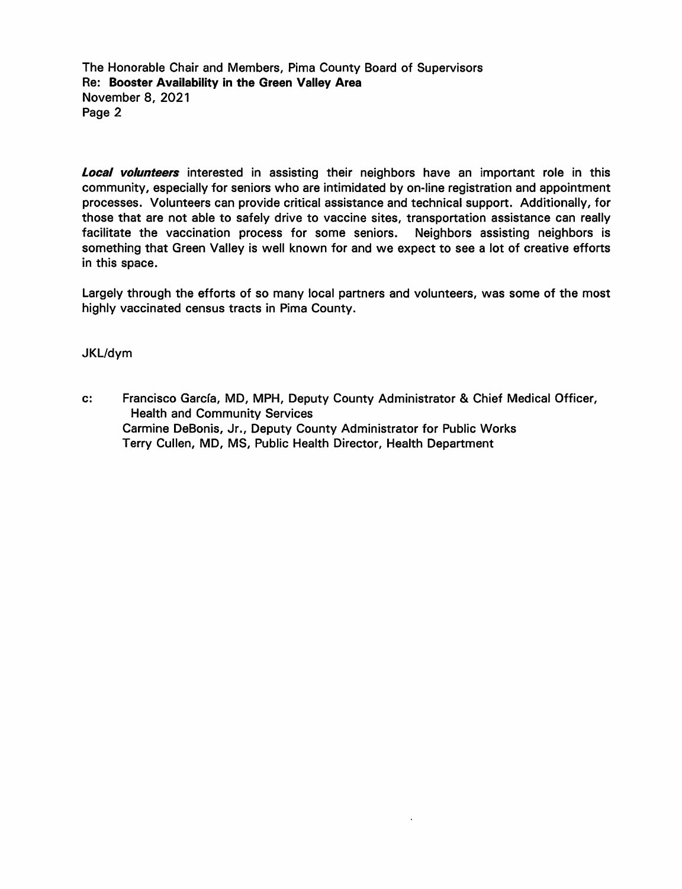***Local volunteers*** interested in assisting their neighbors have an important role in this community, especially for seniors who are intimidated by on-line registration and appointment processes. Volunteers can provide critical assistance and technical support. Additionally, for those that are not able to safely drive to vaccine sites, transportation assistance can really facilitate the vaccination process for some seniors. Neighbors assisting neighbors is something that Green Valley is well known for and we expect to see a lot of creative efforts in this space.

Largely through the efforts of so many local partners and volunteers, was some of the most highly vaccinated census tracts in Pima County.

JKL/dym

c: Francisco García, MD, MPH, Deputy County Administrator & Chief Medical Officer, Health and Community Services
Carmine DeBonis, Jr., Deputy County Administrator for Public Works
Terry Cullen, MD, MS, Public Health Director, Health Department